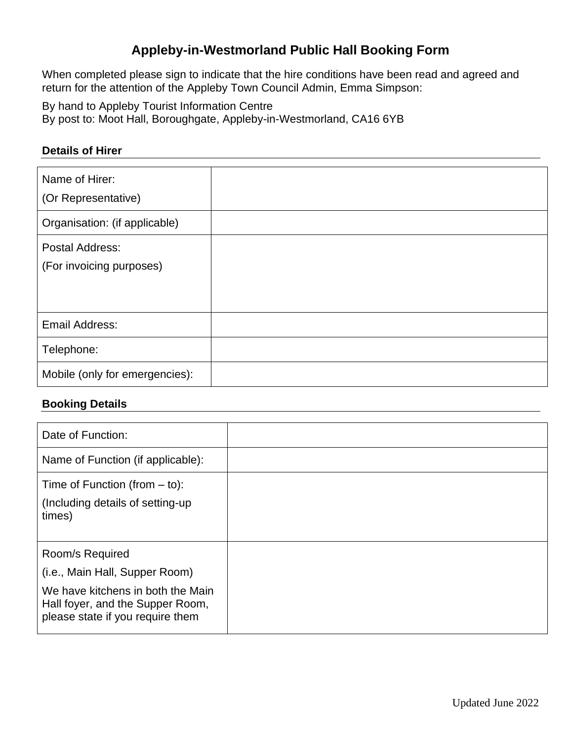# Appleby-in-Westmorland Public Hall Booking Form

When completed please sign to indicate that the hire conditions have been read and agreed and return for the attention of the Appleby Town Council Admin, Emma Simpson:

By hand to Appleby Tourist Information Centre
By post to: Moot Hall, Boroughgate, Appleby-in-Westmorland, CA16 6YB

## Details of Hirer

| | |
|---|---|
| Name of Hirer: (Or Representative) | |
| Organisation: (if applicable) | |
| Postal Address: (For invoicing purposes) | |
| Email Address: | |
| Telephone: | |
| Mobile (only for emergencies): | |

## Booking Details

| | |
|---|---|
| Date of Function: | |
| Name of Function (if applicable): | |
| Time of Function (from – to): (Including details of setting-up times) | |
| Room/s Required (i.e., Main Hall, Supper Room) We have kitchens in both the Main Hall foyer, and the Supper Room, please state if you require them | |

Updated June 2022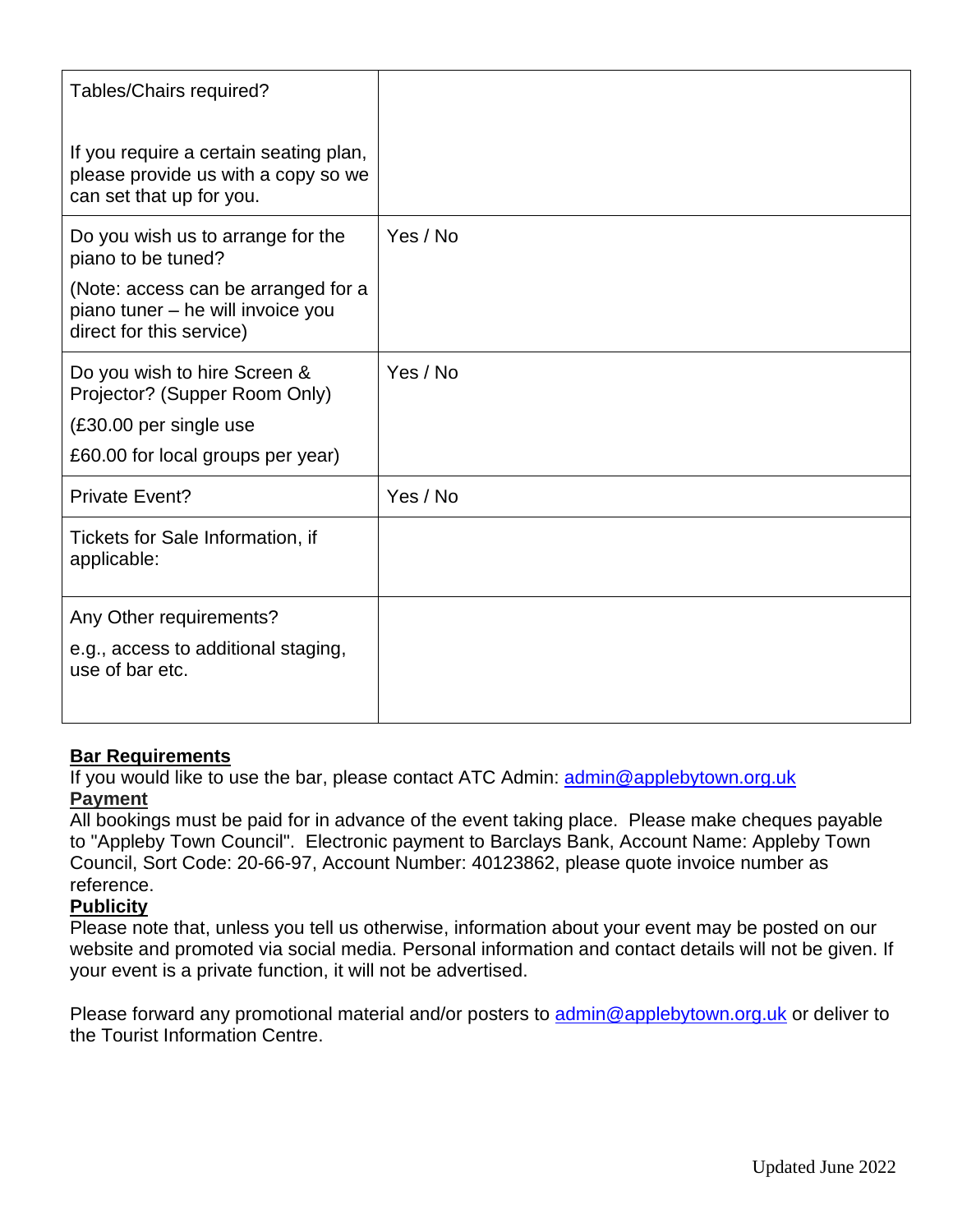| | |
|---|---|
| Tables/Chairs required?<br><br>If you require a certain seating plan, please provide us with a copy so we can set that up for you. | |
| Do you wish us to arrange for the piano to be tuned?<br><br>(Note: access can be arranged for a piano tuner – he will invoice you direct for this service) | Yes / No |
| Do you wish to hire Screen & Projector? (Supper Room Only)<br><br>(£30.00 per single use<br><br>£60.00 for local groups per year) | Yes / No |
| Private Event? | Yes / No |
| Tickets for Sale Information, if applicable: | |
| Any Other requirements?<br><br>e.g., access to additional staging, use of bar etc. | |

**Bar Requirements**

If you would like to use the bar, please contact ATC Admin: admin@applebytown.org.uk

**Payment**

All bookings must be paid for in advance of the event taking place. Please make cheques payable to "Appleby Town Council". Electronic payment to Barclays Bank, Account Name: Appleby Town Council, Sort Code: 20-66-97, Account Number: 40123862, please quote invoice number as reference.

**Publicity**

Please note that, unless you tell us otherwise, information about your event may be posted on our website and promoted via social media. Personal information and contact details will not be given. If your event is a private function, it will not be advertised.

Please forward any promotional material and/or posters to admin@applebytown.org.uk or deliver to the Tourist Information Centre.

Updated June 2022